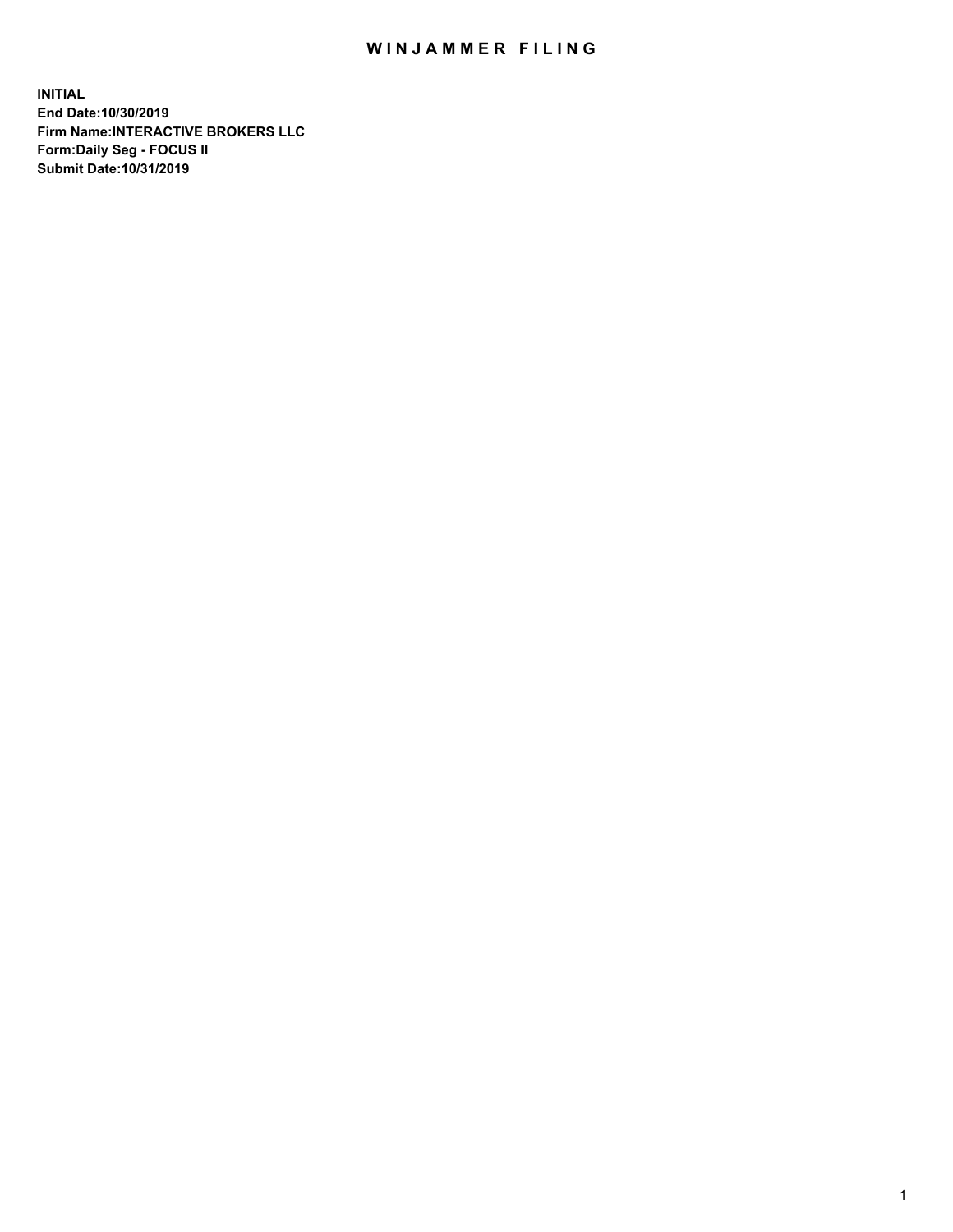# WINJAMMER FILING

**INITIAL**
**End Date:10/30/2019**
**Firm Name:INTERACTIVE BROKERS LLC**
**Form:Daily Seg - FOCUS II**
**Submit Date:10/31/2019**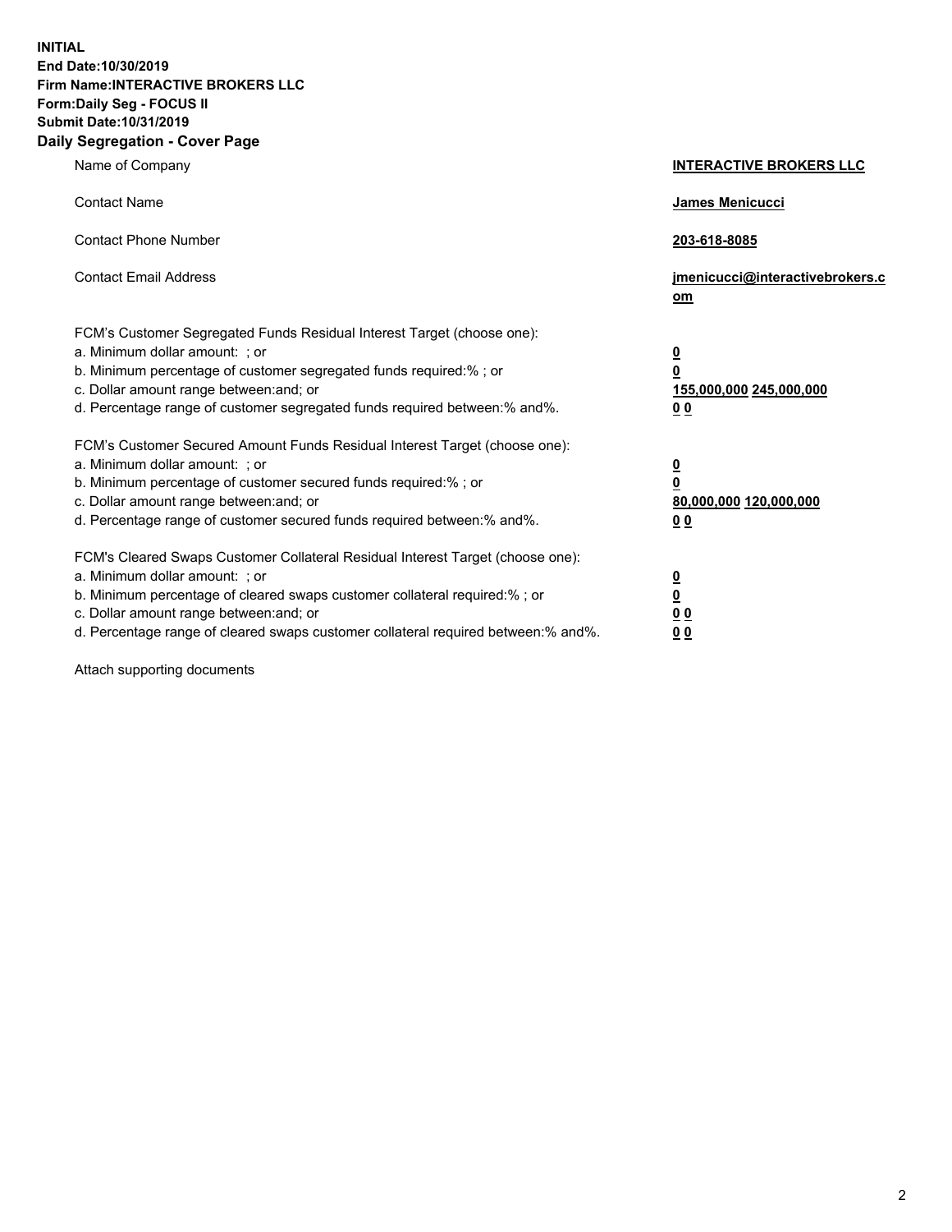**INITIAL**
**End Date:10/30/2019**
**Firm Name:INTERACTIVE BROKERS LLC**
**Form:Daily Seg - FOCUS II**
**Submit Date:10/31/2019**
**Daily Segregation - Cover Page**

| | |
|---|---|
| Name of Company | **INTERACTIVE BROKERS LLC** |
| Contact Name | **James Menicucci** |
| Contact Phone Number | **203-618-8085** |
| Contact Email Address | **jmenicucci@interactivebrokers.com** |

FCM's Customer Segregated Funds Residual Interest Target (choose one):

| | |
|---|---|
| a. Minimum dollar amount: ; or | **0** |
| b. Minimum percentage of customer segregated funds required:% ; or | **0** |
| c. Dollar amount range between:and; or | **155,000,000 245,000,000** |
| d. Percentage range of customer segregated funds required between:% and%. | **0 0** |

FCM's Customer Secured Amount Funds Residual Interest Target (choose one):

| | |
|---|---|
| a. Minimum dollar amount: ; or | **0** |
| b. Minimum percentage of customer secured funds required:% ; or | **0** |
| c. Dollar amount range between:and; or | **80,000,000 120,000,000** |
| d. Percentage range of customer secured funds required between:% and%. | **0 0** |

FCM's Cleared Swaps Customer Collateral Residual Interest Target (choose one):

| | |
|---|---|
| a. Minimum dollar amount: ; or | **0** |
| b. Minimum percentage of cleared swaps customer collateral required:% ; or | **0** |
| c. Dollar amount range between:and; or | **0 0** |
| d. Percentage range of cleared swaps customer collateral required between:% and%. | **0 0** |

Attach supporting documents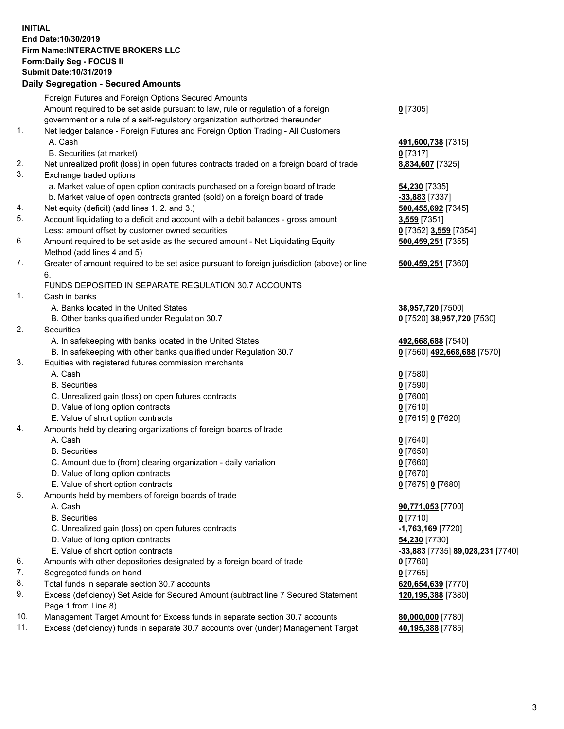**INITIAL**
**End Date:10/30/2019**
**Firm Name:INTERACTIVE BROKERS LLC**
**Form:Daily Seg - FOCUS II**
**Submit Date:10/31/2019**

### Daily Segregation - Secured Amounts

| | | |
|---|---|---|
| | Foreign Futures and Foreign Options Secured Amounts | |
| | Amount required to be set aside pursuant to law, rule or regulation of a foreign government or a rule of a self-regulatory organization authorized thereunder | **0** [7305] |
| 1. | Net ledger balance - Foreign Futures and Foreign Option Trading - All Customers | |
| | A. Cash | **491,600,738** [7315] |
| | B. Securities (at market) | **0** [7317] |
| 2. | Net unrealized profit (loss) in open futures contracts traded on a foreign board of trade | **8,834,607** [7325] |
| 3. | Exchange traded options | |
| | a. Market value of open option contracts purchased on a foreign board of trade | **54,230** [7335] |
| | b. Market value of open contracts granted (sold) on a foreign board of trade | **-33,883** [7337] |
| 4. | Net equity (deficit) (add lines 1. 2. and 3.) | **500,455,692** [7345] |
| 5. | Account liquidating to a deficit and account with a debit balances - gross amount | **3,559** [7351] |
| | Less: amount offset by customer owned securities | **0** [7352] **3,559** [7354] |
| 6. | Amount required to be set aside as the secured amount - Net Liquidating Equity Method (add lines 4 and 5) | **500,459,251** [7355] |
| 7. | Greater of amount required to be set aside pursuant to foreign jurisdiction (above) or line 6. | **500,459,251** [7360] |
| | FUNDS DEPOSITED IN SEPARATE REGULATION 30.7 ACCOUNTS | |
| 1. | Cash in banks | |
| | A. Banks located in the United States | **38,957,720** [7500] |
| | B. Other banks qualified under Regulation 30.7 | **0** [7520] **38,957,720** [7530] |
| 2. | Securities | |
| | A. In safekeeping with banks located in the United States | **492,668,688** [7540] |
| | B. In safekeeping with other banks qualified under Regulation 30.7 | **0** [7560] **492,668,688** [7570] |
| 3. | Equities with registered futures commission merchants | |
| | A. Cash | **0** [7580] |
| | B. Securities | **0** [7590] |
| | C. Unrealized gain (loss) on open futures contracts | **0** [7600] |
| | D. Value of long option contracts | **0** [7610] |
| | E. Value of short option contracts | **0** [7615] **0** [7620] |
| 4. | Amounts held by clearing organizations of foreign boards of trade | |
| | A. Cash | **0** [7640] |
| | B. Securities | **0** [7650] |
| | C. Amount due to (from) clearing organization - daily variation | **0** [7660] |
| | D. Value of long option contracts | **0** [7670] |
| | E. Value of short option contracts | **0** [7675] **0** [7680] |
| 5. | Amounts held by members of foreign boards of trade | |
| | A. Cash | **90,771,053** [7700] |
| | B. Securities | **0** [7710] |
| | C. Unrealized gain (loss) on open futures contracts | **-1,763,169** [7720] |
| | D. Value of long option contracts | **54,230** [7730] |
| | E. Value of short option contracts | **-33,883** [7735] **89,028,231** [7740] |
| 6. | Amounts with other depositories designated by a foreign board of trade | **0** [7760] |
| 7. | Segregated funds on hand | **0** [7765] |
| 8. | Total funds in separate section 30.7 accounts | **620,654,639** [7770] |
| 9. | Excess (deficiency) Set Aside for Secured Amount (subtract line 7 Secured Statement Page 1 from Line 8) | **120,195,388** [7380] |
| 10. | Management Target Amount for Excess funds in separate section 30.7 accounts | **80,000,000** [7780] |
| 11. | Excess (deficiency) funds in separate 30.7 accounts over (under) Management Target | **40,195,388** [7785] |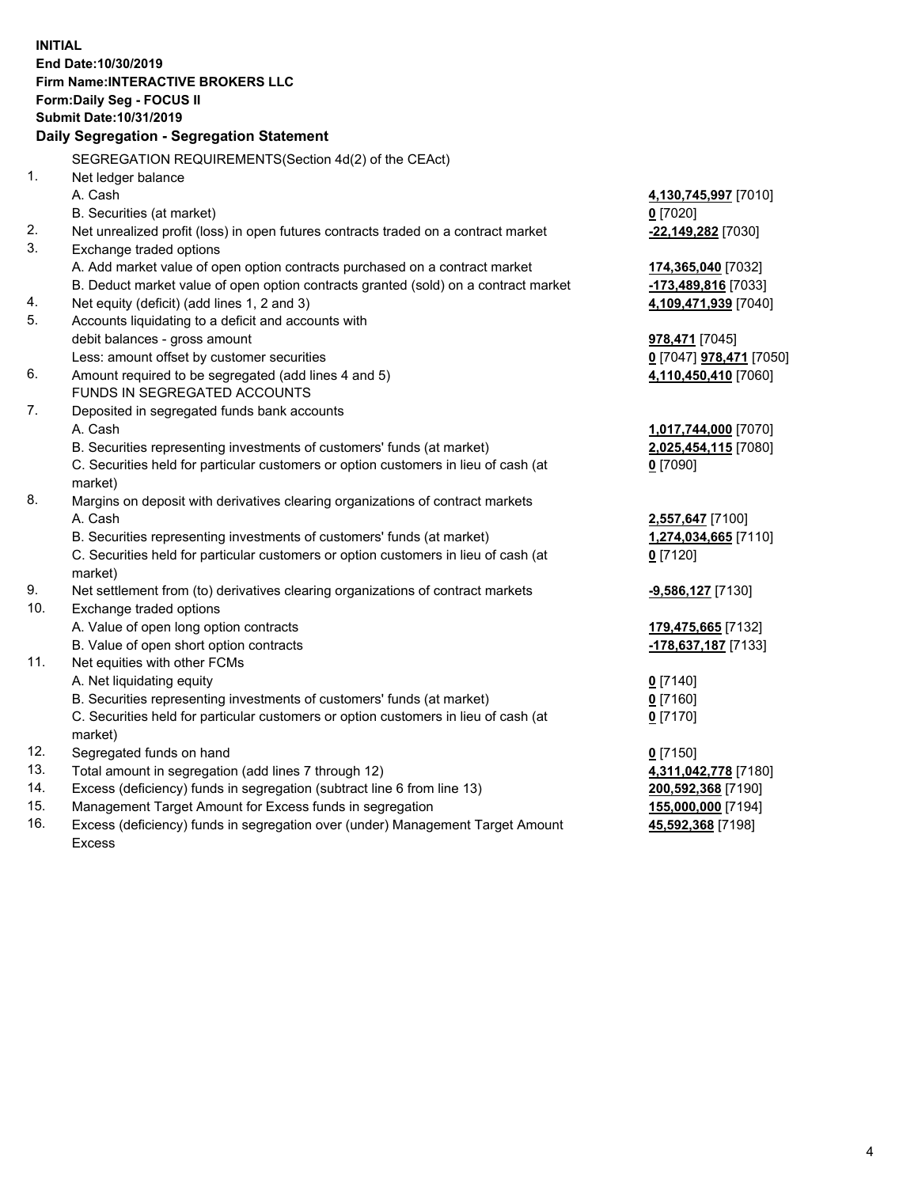**INITIAL**
**End Date:10/30/2019**
**Firm Name:INTERACTIVE BROKERS LLC**
**Form:Daily Seg - FOCUS II**
**Submit Date:10/31/2019**
**Daily Segregation - Segregation Statement**

| | SEGREGATION REQUIREMENTS(Section 4d(2) of the CEAct) | |
|---|---|---|
| 1. | Net ledger balance | |
| | A. Cash | **4,130,745,997** [7010] |
| | B. Securities (at market) | **0** [7020] |
| 2. | Net unrealized profit (loss) in open futures contracts traded on a contract market | **-22,149,282** [7030] |
| 3. | Exchange traded options | |
| | A. Add market value of open option contracts purchased on a contract market | **174,365,040** [7032] |
| | B. Deduct market value of open option contracts granted (sold) on a contract market | **-173,489,816** [7033] |
| 4. | Net equity (deficit) (add lines 1, 2 and 3) | **4,109,471,939** [7040] |
| 5. | Accounts liquidating to a deficit and accounts with debit balances - gross amount | **978,471** [7045] |
| | Less: amount offset by customer securities | **0** [7047] **978,471** [7050] |
| 6. | Amount required to be segregated (add lines 4 and 5) | **4,110,450,410** [7060] |
| | FUNDS IN SEGREGATED ACCOUNTS | |
| 7. | Deposited in segregated funds bank accounts | |
| | A. Cash | **1,017,744,000** [7070] |
| | B. Securities representing investments of customers' funds (at market) | **2,025,454,115** [7080] |
| | C. Securities held for particular customers or option customers in lieu of cash (at market) | **0** [7090] |
| 8. | Margins on deposit with derivatives clearing organizations of contract markets | |
| | A. Cash | **2,557,647** [7100] |
| | B. Securities representing investments of customers' funds (at market) | **1,274,034,665** [7110] |
| | C. Securities held for particular customers or option customers in lieu of cash (at market) | **0** [7120] |
| 9. | Net settlement from (to) derivatives clearing organizations of contract markets | **-9,586,127** [7130] |
| 10. | Exchange traded options | |
| | A. Value of open long option contracts | **179,475,665** [7132] |
| | B. Value of open short option contracts | **-178,637,187** [7133] |
| 11. | Net equities with other FCMs | |
| | A. Net liquidating equity | **0** [7140] |
| | B. Securities representing investments of customers' funds (at market) | **0** [7160] |
| | C. Securities held for particular customers or option customers in lieu of cash (at market) | **0** [7170] |
| 12. | Segregated funds on hand | **0** [7150] |
| 13. | Total amount in segregation (add lines 7 through 12) | **4,311,042,778** [7180] |
| 14. | Excess (deficiency) funds in segregation (subtract line 6 from line 13) | **200,592,368** [7190] |
| 15. | Management Target Amount for Excess funds in segregation | **155,000,000** [7194] |
| 16. | Excess (deficiency) funds in segregation over (under) Management Target Amount Excess | **45,592,368** [7198] |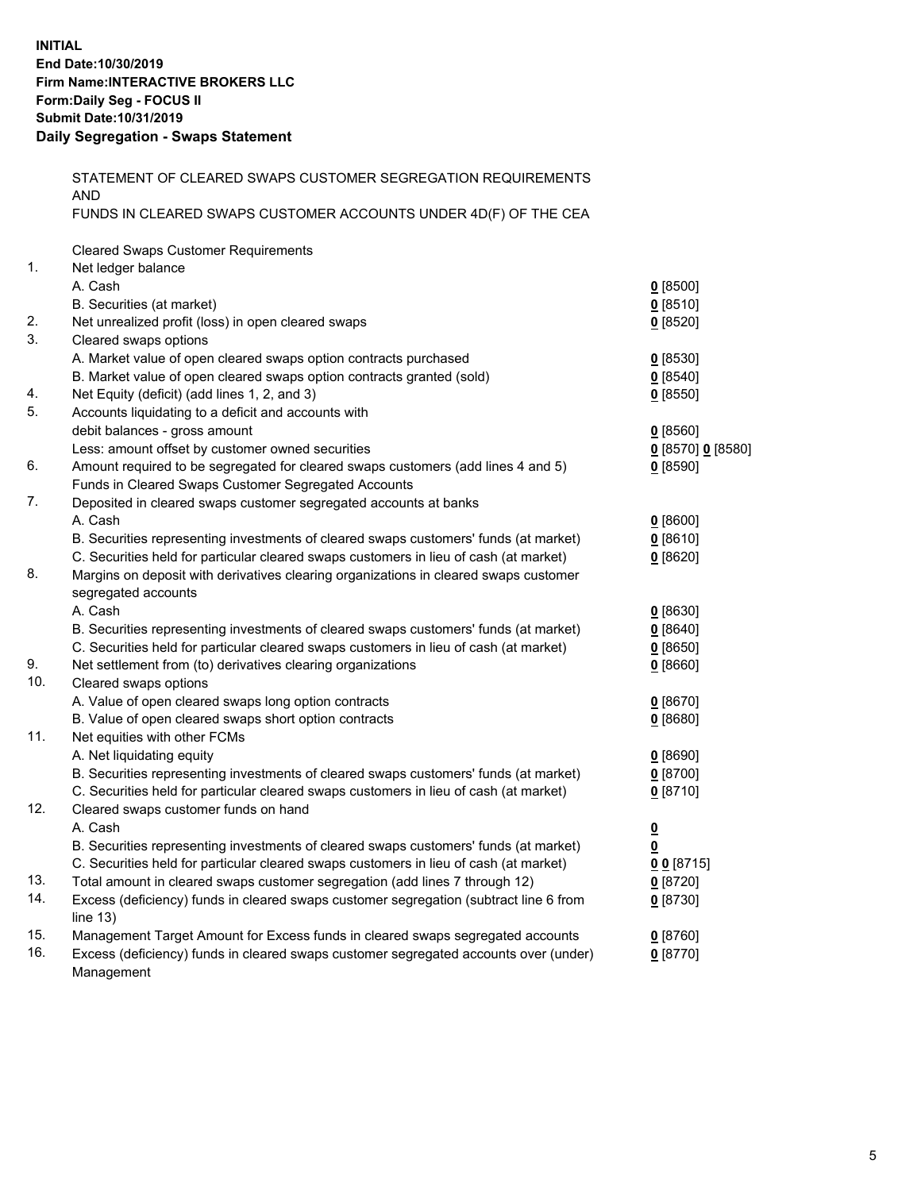**INITIAL**
**End Date:10/30/2019**
**Firm Name:INTERACTIVE BROKERS LLC**
**Form:Daily Seg - FOCUS II**
**Submit Date:10/31/2019**
**Daily Segregation - Swaps Statement**

STATEMENT OF CLEARED SWAPS CUSTOMER SEGREGATION REQUIREMENTS AND FUNDS IN CLEARED SWAPS CUSTOMER ACCOUNTS UNDER 4D(F) OF THE CEA

| | | |
|---|---|---|
| | Cleared Swaps Customer Requirements | |
| 1. | Net ledger balance | |
| | A. Cash | 0 [8500] |
| | B. Securities (at market) | 0 [8510] |
| 2. | Net unrealized profit (loss) in open cleared swaps | 0 [8520] |
| 3. | Cleared swaps options | |
| | A. Market value of open cleared swaps option contracts purchased | 0 [8530] |
| | B. Market value of open cleared swaps option contracts granted (sold) | 0 [8540] |
| 4. | Net Equity (deficit) (add lines 1, 2, and 3) | 0 [8550] |
| 5. | Accounts liquidating to a deficit and accounts with debit balances - gross amount | 0 [8560] |
| | Less: amount offset by customer owned securities | 0 [8570] 0 [8580] |
| 6. | Amount required to be segregated for cleared swaps customers (add lines 4 and 5) | 0 [8590] |
| | Funds in Cleared Swaps Customer Segregated Accounts | |
| 7. | Deposited in cleared swaps customer segregated accounts at banks | |
| | A. Cash | 0 [8600] |
| | B. Securities representing investments of cleared swaps customers' funds (at market) | 0 [8610] |
| | C. Securities held for particular cleared swaps customers in lieu of cash (at market) | 0 [8620] |
| 8. | Margins on deposit with derivatives clearing organizations in cleared swaps customer segregated accounts | |
| | A. Cash | 0 [8630] |
| | B. Securities representing investments of cleared swaps customers' funds (at market) | 0 [8640] |
| | C. Securities held for particular cleared swaps customers in lieu of cash (at market) | 0 [8650] |
| 9. | Net settlement from (to) derivatives clearing organizations | 0 [8660] |
| 10. | Cleared swaps options | |
| | A. Value of open cleared swaps long option contracts | 0 [8670] |
| | B. Value of open cleared swaps short option contracts | 0 [8680] |
| 11. | Net equities with other FCMs | |
| | A. Net liquidating equity | 0 [8690] |
| | B. Securities representing investments of cleared swaps customers' funds (at market) | 0 [8700] |
| | C. Securities held for particular cleared swaps customers in lieu of cash (at market) | 0 [8710] |
| 12. | Cleared swaps customer funds on hand | |
| | A. Cash | 0 |
| | B. Securities representing investments of cleared swaps customers' funds (at market) | 0 |
| | C. Securities held for particular cleared swaps customers in lieu of cash (at market) | 0 0 [8715] |
| 13. | Total amount in cleared swaps customer segregation (add lines 7 through 12) | 0 [8720] |
| 14. | Excess (deficiency) funds in cleared swaps customer segregation (subtract line 6 from line 13) | 0 [8730] |
| 15. | Management Target Amount for Excess funds in cleared swaps segregated accounts | 0 [8760] |
| 16. | Excess (deficiency) funds in cleared swaps customer segregated accounts over (under) Management | 0 [8770] |